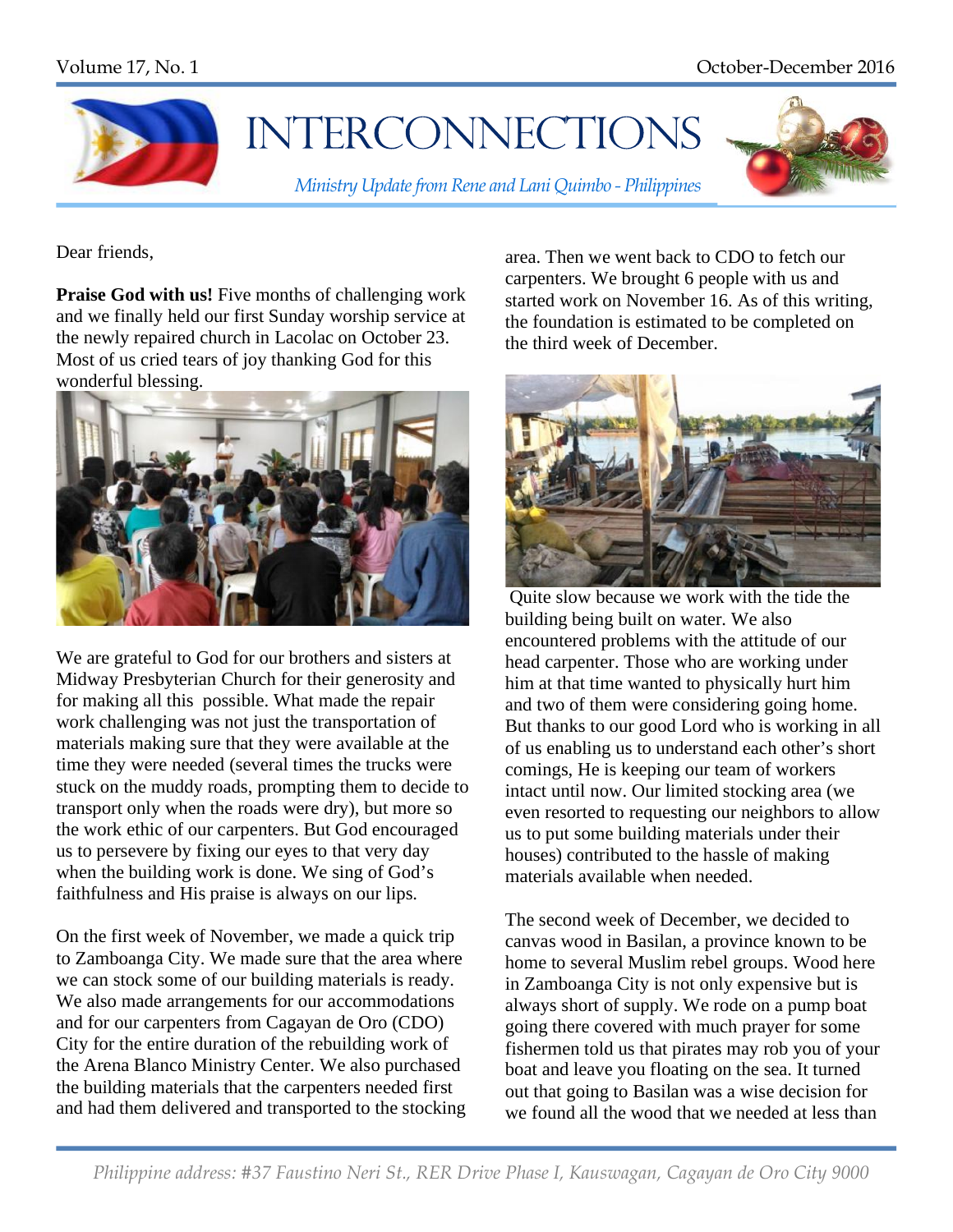# INTERCONNECTIONS

*Ministry Update from Rene and Lani Quimbo - Philippines*

Dear friends,

**Praise God with us!** Five months of challenging work and we finally held our first Sunday worship service at the newly repaired church in Lacolac on October 23. Most of us cried tears of joy thanking God for this wonderful blessing.

We are grateful to God for our brothers and sisters at Midway Presbyterian Church for their generosity and for making all this possible. What made the repair work challenging was not just the transportation of materials making sure that they were available at the time they were needed (several times the trucks were stuck on the muddy roads, prompting them to decide to transport only when the roads were dry), but more so the work ethic of our carpenters. But God encouraged us to persevere by fixing our eyes to that very day when the building work is done. We sing of God's faithfulness and His praise is always on our lips.

On the first week of November, we made a quick trip to Zamboanga City. We made sure that the area where we can stock some of our building materials is ready. We also made arrangements for our accommodations and for our carpenters from Cagayan de Oro (CDO) City for the entire duration of the rebuilding work of the Arena Blanco Ministry Center. We also purchased the building materials that the carpenters needed first and had them delivered and transported to the stocking area. Then we went back to CDO to fetch our carpenters. We brought 6 people with us and started work on November 16. As of this writing, the foundation is estimated to be completed on the third week of December.

Quite slow because we work with the tide the building being built on water. We also encountered problems with the attitude of our head carpenter. Those who are working under him at that time wanted to physically hurt him and two of them were considering going home. But thanks to our good Lord who is working in all of us enabling us to understand each other's short comings, He is keeping our team of workers intact until now. Our limited stocking area (we even resorted to requesting our neighbors to allow us to put some building materials under their houses) contributed to the hassle of making materials available when needed.

The second week of December, we decided to canvas wood in Basilan, a province known to be home to several Muslim rebel groups. Wood here in Zamboanga City is not only expensive but is always short of supply. We rode on a pump boat going there covered with much prayer for some fishermen told us that pirates may rob you of your boat and leave you floating on the sea. It turned out that going to Basilan was a wise decision for we found all the wood that we needed at less than

*Philippine address: #37 Faustino Neri St., RER Drive Phase I, Kauswagan, Cagayan de Oro City 9000*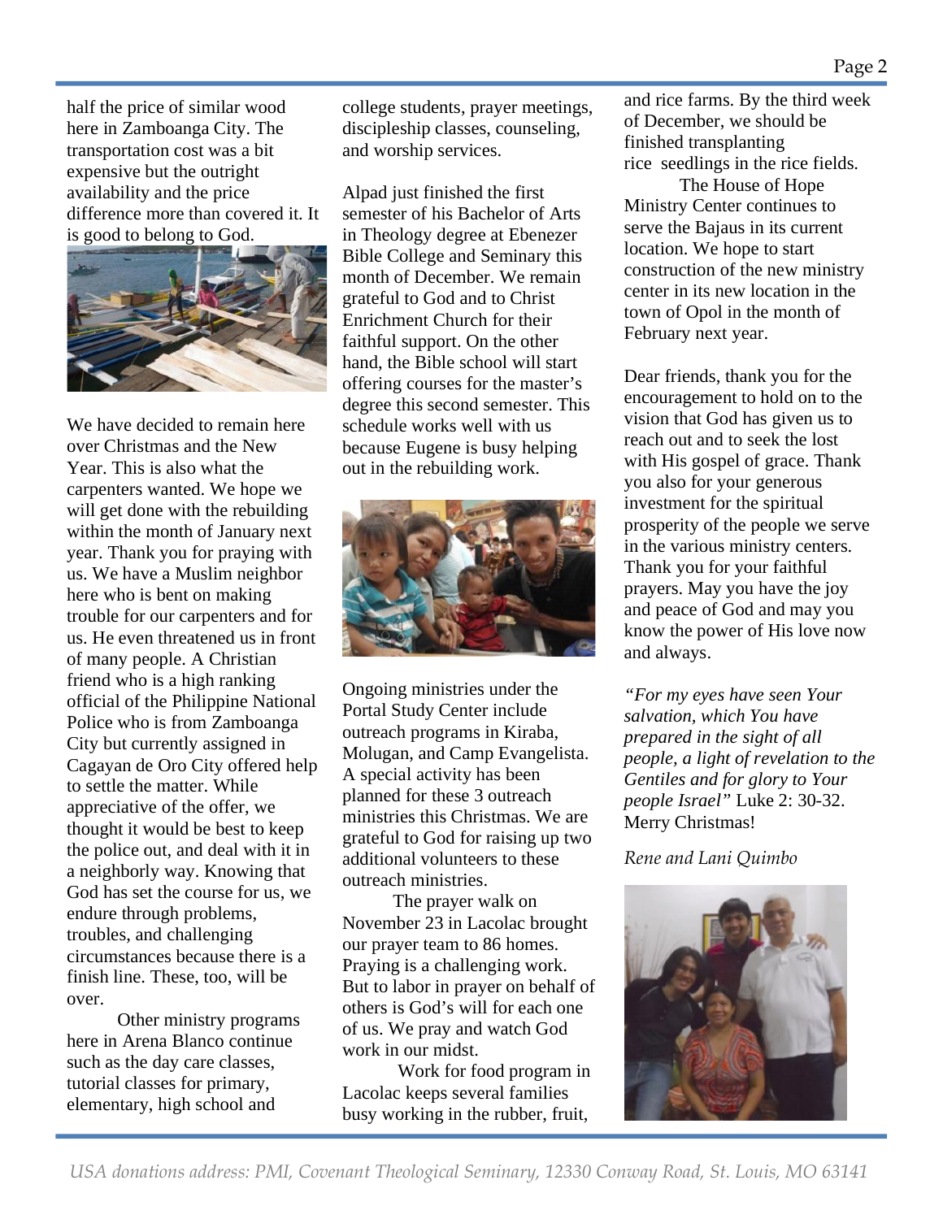half the price of similar wood here in Zamboanga City. The transportation cost was a bit expensive but the outright availability and the price difference more than covered it. It is good to belong to God.

We have decided to remain here over Christmas and the New Year. This is also what the carpenters wanted. We hope we will get done with the rebuilding within the month of January next year. Thank you for praying with us. We have a Muslim neighbor here who is bent on making trouble for our carpenters and for us. He even threatened us in front of many people. A Christian friend who is a high ranking official of the Philippine National Police who is from Zamboanga City but currently assigned in Cagayan de Oro City offered help to settle the matter. While appreciative of the offer, we thought it would be best to keep the police out, and deal with it in a neighborly way. Knowing that God has set the course for us, we endure through problems, troubles, and challenging circumstances because there is a finish line. These, too, will be over.

Other ministry programs here in Arena Blanco continue such as the day care classes, tutorial classes for primary, elementary, high school and college students, prayer meetings, discipleship classes, counseling, and worship services.

Alpad just finished the first semester of his Bachelor of Arts in Theology degree at Ebenezer Bible College and Seminary this month of December. We remain grateful to God and to Christ Enrichment Church for their faithful support. On the other hand, the Bible school will start offering courses for the master's degree this second semester. This schedule works well with us because Eugene is busy helping out in the rebuilding work.

Ongoing ministries under the Portal Study Center include outreach programs in Kiraba, Molugan, and Camp Evangelista. A special activity has been planned for these 3 outreach ministries this Christmas. We are grateful to God for raising up two additional volunteers to these outreach ministries.

The prayer walk on November 23 in Lacolac brought our prayer team to 86 homes. Praying is a challenging work. But to labor in prayer on behalf of others is God's will for each one of us. We pray and watch God work in our midst.

Work for food program in Lacolac keeps several families busy working in the rubber, fruit, and rice farms. By the third week of December, we should be finished transplanting rice seedlings in the rice fields.

The House of Hope Ministry Center continues to serve the Bajaus in its current location. We hope to start construction of the new ministry center in its new location in the town of Opol in the month of February next year.

Dear friends, thank you for the encouragement to hold on to the vision that God has given us to reach out and to seek the lost with His gospel of grace. Thank you also for your generous investment for the spiritual prosperity of the people we serve in the various ministry centers. Thank you for your faithful prayers. May you have the joy and peace of God and may you know the power of His love now and always.

*"For my eyes have seen Your salvation, which You have prepared in the sight of all people, a light of revelation to the Gentiles and for glory to Your people Israel"* Luke 2: 30-32. Merry Christmas!

*Rene and Lani Quimbo*

*USA donations address: PMI, Covenant Theological Seminary, 12330 Conway Road, St. Louis, MO 63141*